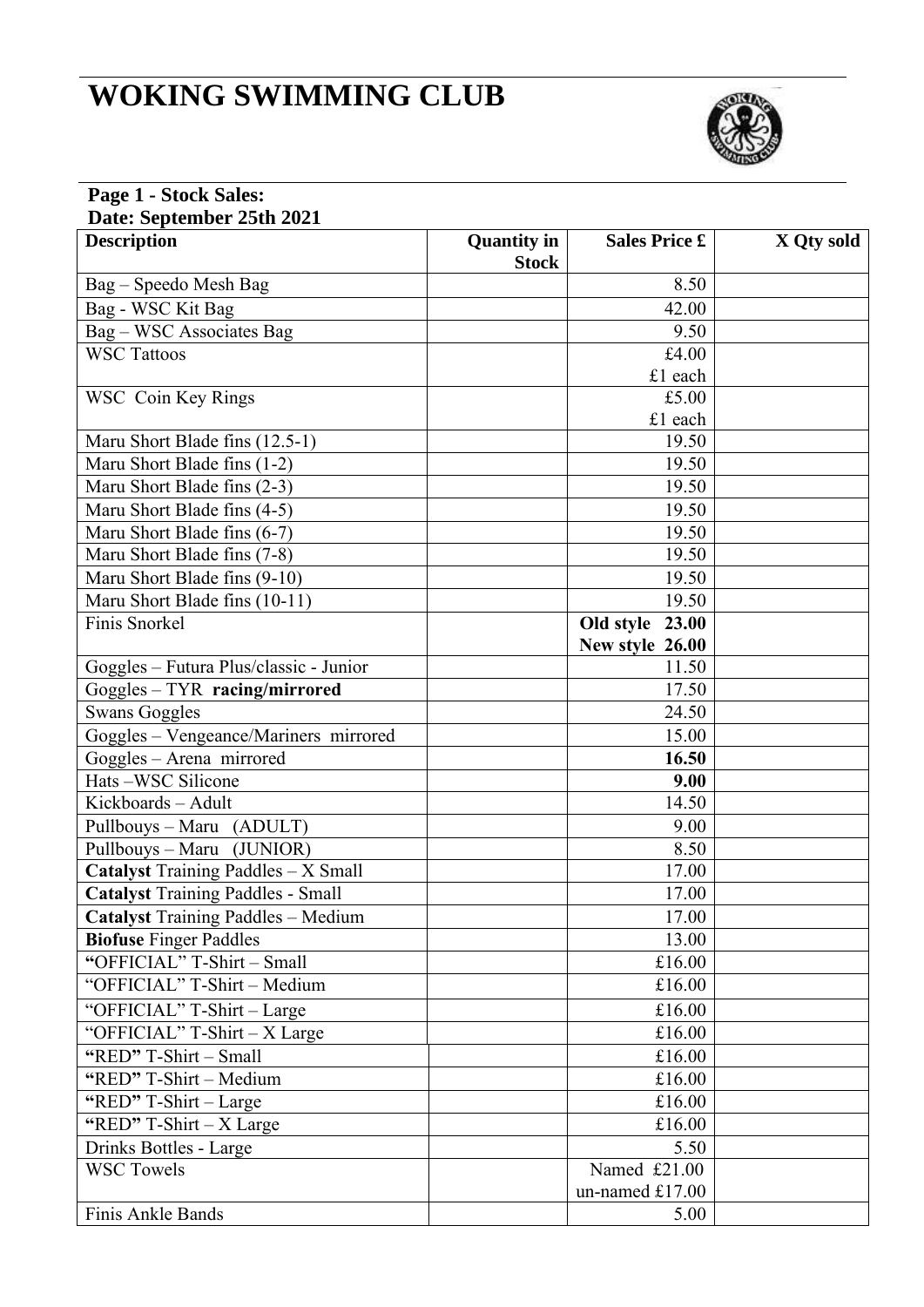# WOKING SWIMMING CLUB

**Page 1 - Stock Sales:**
**Date: September 25th 2021**

| Description | Quantity in Stock | Sales Price £ | X Qty sold |
|---|---|---|---|
| Bag – Speedo Mesh Bag | | 8.50 | |
| Bag - WSC Kit Bag | | 42.00 | |
| Bag – WSC Associates Bag | | 9.50 | |
| WSC Tattoos | | £4.00 £1 each | |
| WSC Coin Key Rings | | £5.00 £1 each | |
| Maru Short Blade fins (12.5-1) | | 19.50 | |
| Maru Short Blade fins (1-2) | | 19.50 | |
| Maru Short Blade fins (2-3) | | 19.50 | |
| Maru Short Blade fins (4-5) | | 19.50 | |
| Maru Short Blade fins (6-7) | | 19.50 | |
| Maru Short Blade fins (7-8) | | 19.50 | |
| Maru Short Blade fins (9-10) | | 19.50 | |
| Maru Short Blade fins (10-11) | | 19.50 | |
| Finis Snorkel | | **Old style 23.00 New style 26.00** | |
| Goggles – Futura Plus/classic - Junior | | 11.50 | |
| Goggles – TYR **racing/mirrored** | | 17.50 | |
| Swans Goggles | | 24.50 | |
| Goggles – Vengeance/Mariners mirrored | | 15.00 | |
| Goggles – Arena mirrored | | **16.50** | |
| Hats –WSC Silicone | | **9.00** | |
| Kickboards – Adult | | 14.50 | |
| Pullbouys – Maru (ADULT) | | 9.00 | |
| Pullbouys – Maru (JUNIOR) | | 8.50 | |
| **Catalyst** Training Paddles – X Small | | 17.00 | |
| **Catalyst** Training Paddles - Small | | 17.00 | |
| **Catalyst** Training Paddles – Medium | | 17.00 | |
| **Biofuse** Finger Paddles | | 13.00 | |
| **"**OFFICIAL" T-Shirt – Small | | £16.00 | |
| "OFFICIAL" T-Shirt – Medium | | £16.00 | |
| "OFFICIAL" T-Shirt – Large | | £16.00 | |
| "OFFICIAL" T-Shirt – X Large | | £16.00 | |
| **"**RED**"** T-Shirt – Small | | £16.00 | |
| **"**RED**"** T-Shirt – Medium | | £16.00 | |
| **"**RED**"** T-Shirt – Large | | £16.00 | |
| **"**RED**"** T-Shirt – X Large | | £16.00 | |
| Drinks Bottles - Large | | 5.50 | |
| WSC Towels | | Named £21.00 un-named £17.00 | |
| Finis Ankle Bands | | 5.00 | |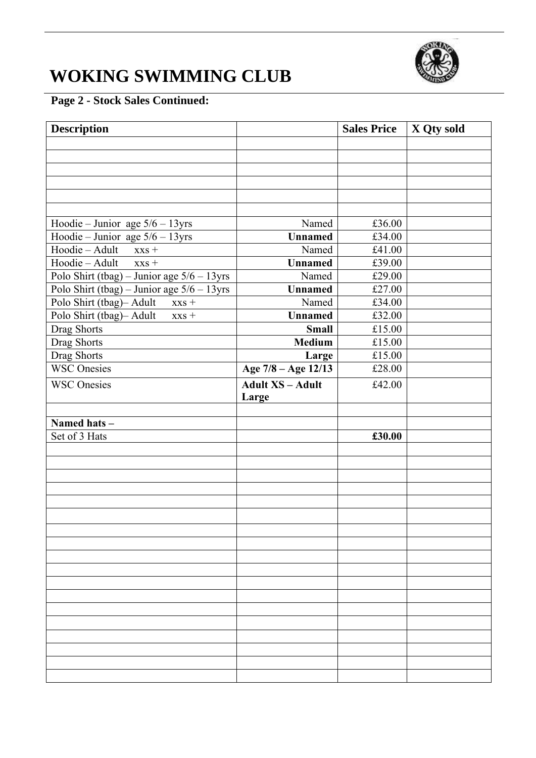# WOKING SWIMMING CLUB

**Page 2 - Stock Sales Continued:**

| **Description** | | **Sales Price** | **X Qty sold** |
|---|---|---|---|
| | | | |
| | | | |
| | | | |
| | | | |
| | | | |
| | | | |
| Hoodie – Junior age 5/6 – 13yrs | Named | £36.00 | |
| Hoodie – Junior age 5/6 – 13yrs | **Unnamed** | £34.00 | |
| Hoodie – Adult xxs + | Named | £41.00 | |
| Hoodie – Adult xxs + | **Unnamed** | £39.00 | |
| Polo Shirt (tbag) – Junior age 5/6 – 13yrs | Named | £29.00 | |
| Polo Shirt (tbag) – Junior age 5/6 – 13yrs | **Unnamed** | £27.00 | |
| Polo Shirt (tbag)– Adult xxs + | Named | £34.00 | |
| Polo Shirt (tbag)– Adult xxs + | **Unnamed** | £32.00 | |
| Drag Shorts | **Small** | £15.00 | |
| Drag Shorts | **Medium** | £15.00 | |
| Drag Shorts | **Large** | £15.00 | |
| WSC Onesies | **Age 7/8 – Age 12/13** | £28.00 | |
| WSC Onesies | **Adult XS – Adult Large** | £42.00 | |
| | | | |
| **Named hats –** | | | |
| Set of 3 Hats | | **£30.00** | |
| | | | |
| | | | |
| | | | |
| | | | |
| | | | |
| | | | |
| | | | |
| | | | |
| | | | |
| | | | |
| | | | |
| | | | |
| | | | |
| | | | |
| | | | |
| | | | |
| | | | |
| | | | |